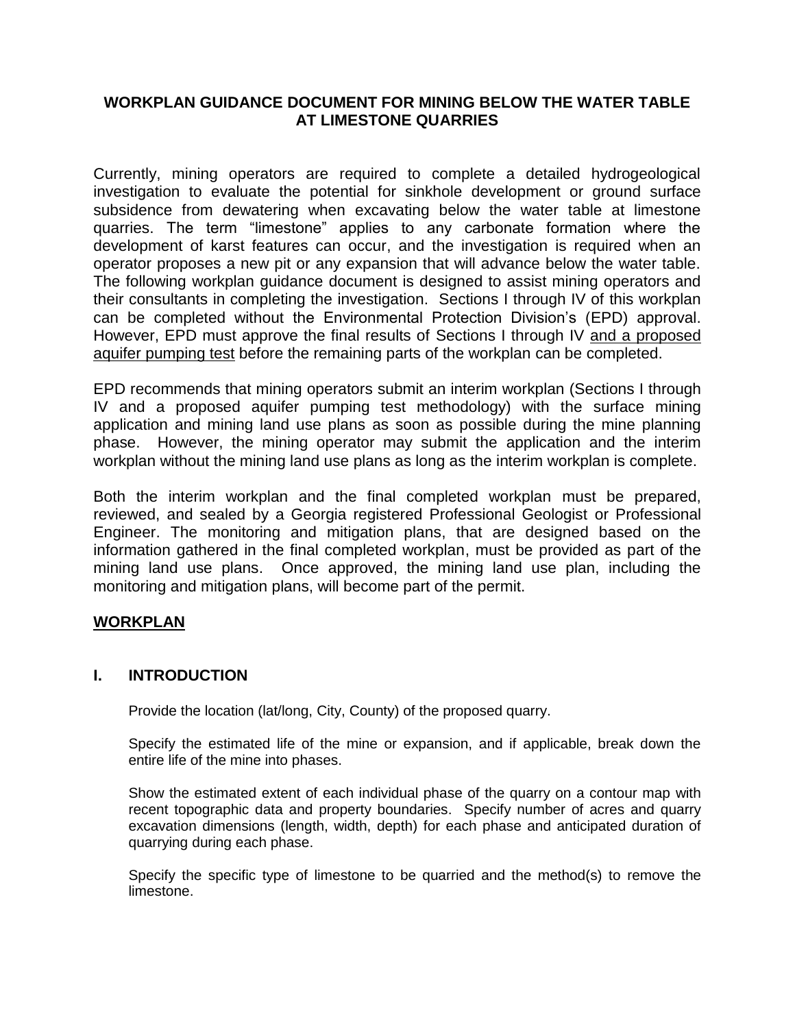# WORKPLAN GUIDANCE DOCUMENT FOR MINING BELOW THE WATER TABLE AT LIMESTONE QUARRIES

Currently, mining operators are required to complete a detailed hydrogeological investigation to evaluate the potential for sinkhole development or ground surface subsidence from dewatering when excavating below the water table at limestone quarries. The term "limestone" applies to any carbonate formation where the development of karst features can occur, and the investigation is required when an operator proposes a new pit or any expansion that will advance below the water table. The following workplan guidance document is designed to assist mining operators and their consultants in completing the investigation. Sections I through IV of this workplan can be completed without the Environmental Protection Division's (EPD) approval. However, EPD must approve the final results of Sections I through IV <u>and a proposed aquifer pumping test</u> before the remaining parts of the workplan can be completed.

EPD recommends that mining operators submit an interim workplan (Sections I through IV and a proposed aquifer pumping test methodology) with the surface mining application and mining land use plans as soon as possible during the mine planning phase. However, the mining operator may submit the application and the interim workplan without the mining land use plans as long as the interim workplan is complete.

Both the interim workplan and the final completed workplan must be prepared, reviewed, and sealed by a Georgia registered Professional Geologist or Professional Engineer. The monitoring and mitigation plans, that are designed based on the information gathered in the final completed workplan, must be provided as part of the mining land use plans. Once approved, the mining land use plan, including the monitoring and mitigation plans, will become part of the permit.

## WORKPLAN

### I. INTRODUCTION

Provide the location (lat/long, City, County) of the proposed quarry.

Specify the estimated life of the mine or expansion, and if applicable, break down the entire life of the mine into phases.

Show the estimated extent of each individual phase of the quarry on a contour map with recent topographic data and property boundaries. Specify number of acres and quarry excavation dimensions (length, width, depth) for each phase and anticipated duration of quarrying during each phase.

Specify the specific type of limestone to be quarried and the method(s) to remove the limestone.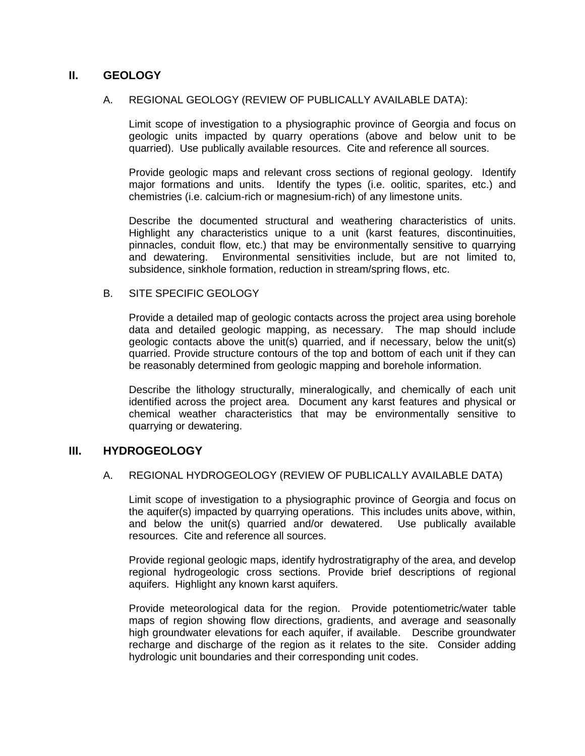## II. GEOLOGY

### A. REGIONAL GEOLOGY (REVIEW OF PUBLICALLY AVAILABLE DATA):

Limit scope of investigation to a physiographic province of Georgia and focus on geologic units impacted by quarry operations (above and below unit to be quarried). Use publically available resources. Cite and reference all sources.

Provide geologic maps and relevant cross sections of regional geology. Identify major formations and units. Identify the types (i.e. oolitic, sparites, etc.) and chemistries (i.e. calcium-rich or magnesium-rich) of any limestone units.

Describe the documented structural and weathering characteristics of units. Highlight any characteristics unique to a unit (karst features, discontinuities, pinnacles, conduit flow, etc.) that may be environmentally sensitive to quarrying and dewatering. Environmental sensitivities include, but are not limited to, subsidence, sinkhole formation, reduction in stream/spring flows, etc.

### B. SITE SPECIFIC GEOLOGY

Provide a detailed map of geologic contacts across the project area using borehole data and detailed geologic mapping, as necessary. The map should include geologic contacts above the unit(s) quarried, and if necessary, below the unit(s) quarried. Provide structure contours of the top and bottom of each unit if they can be reasonably determined from geologic mapping and borehole information.

Describe the lithology structurally, mineralogically, and chemically of each unit identified across the project area. Document any karst features and physical or chemical weather characteristics that may be environmentally sensitive to quarrying or dewatering.

## III. HYDROGEOLOGY

### A. REGIONAL HYDROGEOLOGY (REVIEW OF PUBLICALLY AVAILABLE DATA)

Limit scope of investigation to a physiographic province of Georgia and focus on the aquifer(s) impacted by quarrying operations. This includes units above, within, and below the unit(s) quarried and/or dewatered. Use publically available resources. Cite and reference all sources.

Provide regional geologic maps, identify hydrostratigraphy of the area, and develop regional hydrogeologic cross sections. Provide brief descriptions of regional aquifers. Highlight any known karst aquifers.

Provide meteorological data for the region. Provide potentiometric/water table maps of region showing flow directions, gradients, and average and seasonally high groundwater elevations for each aquifer, if available. Describe groundwater recharge and discharge of the region as it relates to the site. Consider adding hydrologic unit boundaries and their corresponding unit codes.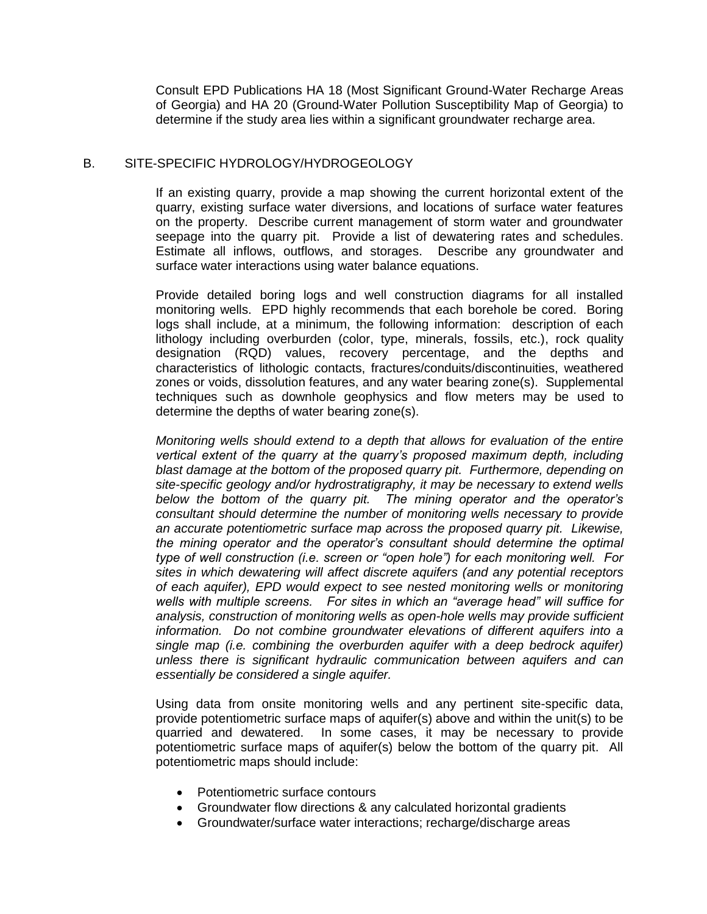Consult EPD Publications HA 18 (Most Significant Ground-Water Recharge Areas of Georgia) and HA 20 (Ground-Water Pollution Susceptibility Map of Georgia) to determine if the study area lies within a significant groundwater recharge area.

## B. SITE-SPECIFIC HYDROLOGY/HYDROGEOLOGY

If an existing quarry, provide a map showing the current horizontal extent of the quarry, existing surface water diversions, and locations of surface water features on the property. Describe current management of storm water and groundwater seepage into the quarry pit. Provide a list of dewatering rates and schedules. Estimate all inflows, outflows, and storages. Describe any groundwater and surface water interactions using water balance equations.

Provide detailed boring logs and well construction diagrams for all installed monitoring wells. EPD highly recommends that each borehole be cored. Boring logs shall include, at a minimum, the following information: description of each lithology including overburden (color, type, minerals, fossils, etc.), rock quality designation (RQD) values, recovery percentage, and the depths and characteristics of lithologic contacts, fractures/conduits/discontinuities, weathered zones or voids, dissolution features, and any water bearing zone(s). Supplemental techniques such as downhole geophysics and flow meters may be used to determine the depths of water bearing zone(s).

*Monitoring wells should extend to a depth that allows for evaluation of the entire vertical extent of the quarry at the quarry's proposed maximum depth, including blast damage at the bottom of the proposed quarry pit. Furthermore, depending on site-specific geology and/or hydrostratigraphy, it may be necessary to extend wells below the bottom of the quarry pit. The mining operator and the operator's consultant should determine the number of monitoring wells necessary to provide an accurate potentiometric surface map across the proposed quarry pit. Likewise, the mining operator and the operator's consultant should determine the optimal type of well construction (i.e. screen or "open hole") for each monitoring well. For sites in which dewatering will affect discrete aquifers (and any potential receptors of each aquifer), EPD would expect to see nested monitoring wells or monitoring wells with multiple screens. For sites in which an "average head" will suffice for analysis, construction of monitoring wells as open-hole wells may provide sufficient information. Do not combine groundwater elevations of different aquifers into a single map (i.e. combining the overburden aquifer with a deep bedrock aquifer) unless there is significant hydraulic communication between aquifers and can essentially be considered a single aquifer.*

Using data from onsite monitoring wells and any pertinent site-specific data, provide potentiometric surface maps of aquifer(s) above and within the unit(s) to be quarried and dewatered. In some cases, it may be necessary to provide potentiometric surface maps of aquifer(s) below the bottom of the quarry pit. All potentiometric maps should include:

- Potentiometric surface contours
- Groundwater flow directions & any calculated horizontal gradients
- Groundwater/surface water interactions; recharge/discharge areas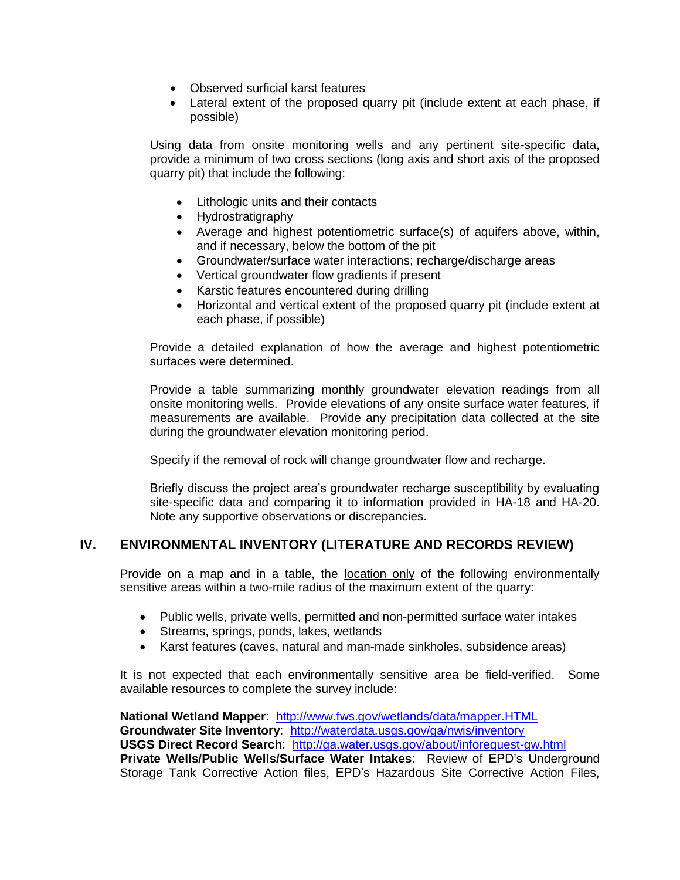- Observed surficial karst features
- Lateral extent of the proposed quarry pit (include extent at each phase, if possible)

Using data from onsite monitoring wells and any pertinent site-specific data, provide a minimum of two cross sections (long axis and short axis of the proposed quarry pit) that include the following:

- Lithologic units and their contacts
- Hydrostratigraphy
- Average and highest potentiometric surface(s) of aquifers above, within, and if necessary, below the bottom of the pit
- Groundwater/surface water interactions; recharge/discharge areas
- Vertical groundwater flow gradients if present
- Karstic features encountered during drilling
- Horizontal and vertical extent of the proposed quarry pit (include extent at each phase, if possible)

Provide a detailed explanation of how the average and highest potentiometric surfaces were determined.

Provide a table summarizing monthly groundwater elevation readings from all onsite monitoring wells. Provide elevations of any onsite surface water features, if measurements are available. Provide any precipitation data collected at the site during the groundwater elevation monitoring period.

Specify if the removal of rock will change groundwater flow and recharge.

Briefly discuss the project area's groundwater recharge susceptibility by evaluating site-specific data and comparing it to information provided in HA-18 and HA-20. Note any supportive observations or discrepancies.

## IV. ENVIRONMENTAL INVENTORY (LITERATURE AND RECORDS REVIEW)

Provide on a map and in a table, the location only of the following environmentally sensitive areas within a two-mile radius of the maximum extent of the quarry:

- Public wells, private wells, permitted and non-permitted surface water intakes
- Streams, springs, ponds, lakes, wetlands
- Karst features (caves, natural and man-made sinkholes, subsidence areas)

It is not expected that each environmentally sensitive area be field-verified. Some available resources to complete the survey include:

**National Wetland Mapper**: http://www.fws.gov/wetlands/data/mapper.HTML
**Groundwater Site Inventory**: http://waterdata.usgs.gov/ga/nwis/inventory
**USGS Direct Record Search**: http://ga.water.usgs.gov/about/inforequest-gw.html
**Private Wells/Public Wells/Surface Water Intakes**: Review of EPD's Underground Storage Tank Corrective Action files, EPD's Hazardous Site Corrective Action Files,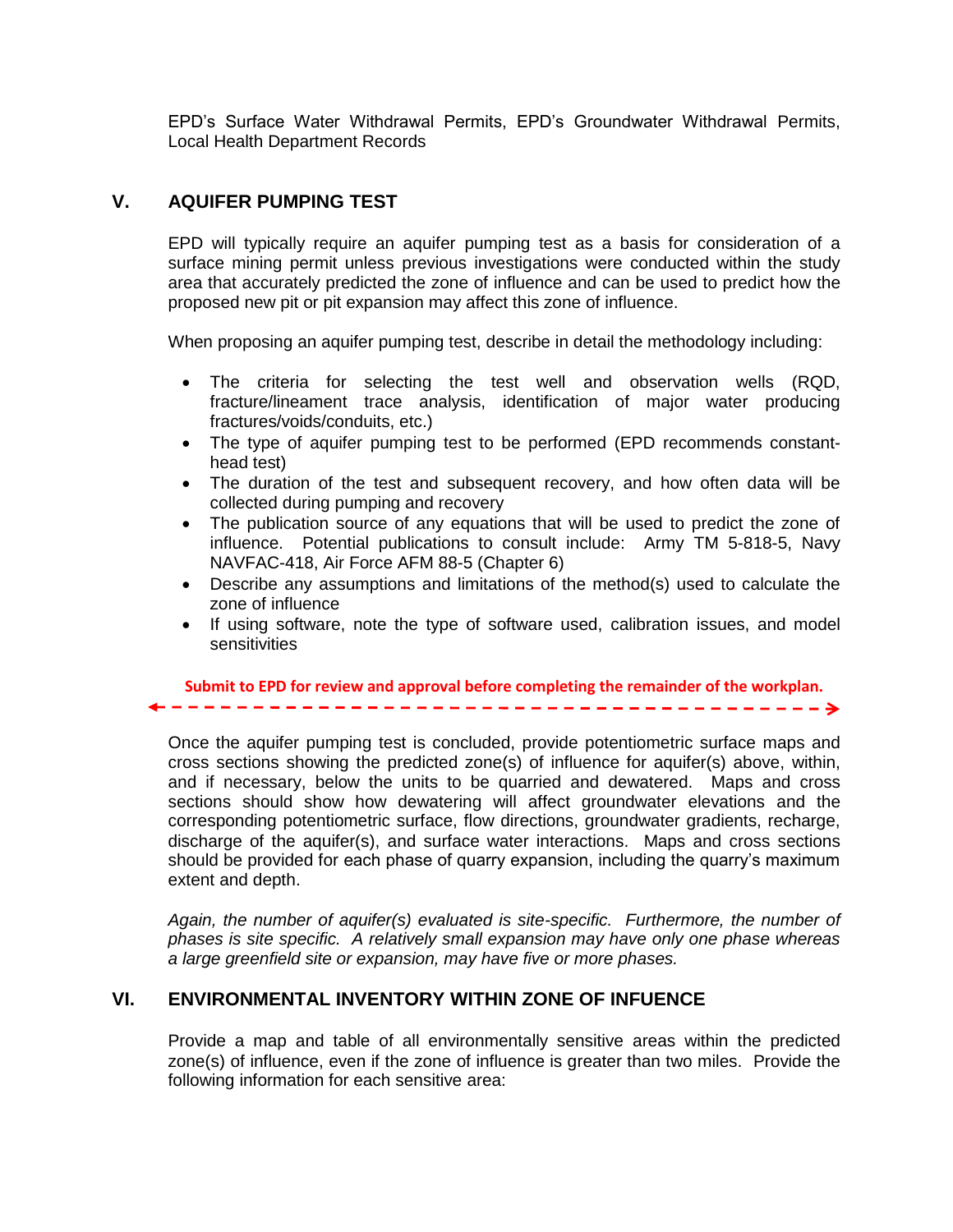EPD's Surface Water Withdrawal Permits, EPD's Groundwater Withdrawal Permits, Local Health Department Records

## V. AQUIFER PUMPING TEST

EPD will typically require an aquifer pumping test as a basis for consideration of a surface mining permit unless previous investigations were conducted within the study area that accurately predicted the zone of influence and can be used to predict how the proposed new pit or pit expansion may affect this zone of influence.

When proposing an aquifer pumping test, describe in detail the methodology including:

- The criteria for selecting the test well and observation wells (RQD, fracture/lineament trace analysis, identification of major water producing fractures/voids/conduits, etc.)
- The type of aquifer pumping test to be performed (EPD recommends constant-head test)
- The duration of the test and subsequent recovery, and how often data will be collected during pumping and recovery
- The publication source of any equations that will be used to predict the zone of influence. Potential publications to consult include: Army TM 5-818-5, Navy NAVFAC-418, Air Force AFM 88-5 (Chapter 6)
- Describe any assumptions and limitations of the method(s) used to calculate the zone of influence
- If using software, note the type of software used, calibration issues, and model sensitivities

**Submit to EPD for review and approval before completing the remainder of the workplan.**

---

Once the aquifer pumping test is concluded, provide potentiometric surface maps and cross sections showing the predicted zone(s) of influence for aquifer(s) above, within, and if necessary, below the units to be quarried and dewatered. Maps and cross sections should show how dewatering will affect groundwater elevations and the corresponding potentiometric surface, flow directions, groundwater gradients, recharge, discharge of the aquifer(s), and surface water interactions. Maps and cross sections should be provided for each phase of quarry expansion, including the quarry's maximum extent and depth.

*Again, the number of aquifer(s) evaluated is site-specific. Furthermore, the number of phases is site specific. A relatively small expansion may have only one phase whereas a large greenfield site or expansion, may have five or more phases.*

## VI. ENVIRONMENTAL INVENTORY WITHIN ZONE OF INFUENCE

Provide a map and table of all environmentally sensitive areas within the predicted zone(s) of influence, even if the zone of influence is greater than two miles. Provide the following information for each sensitive area: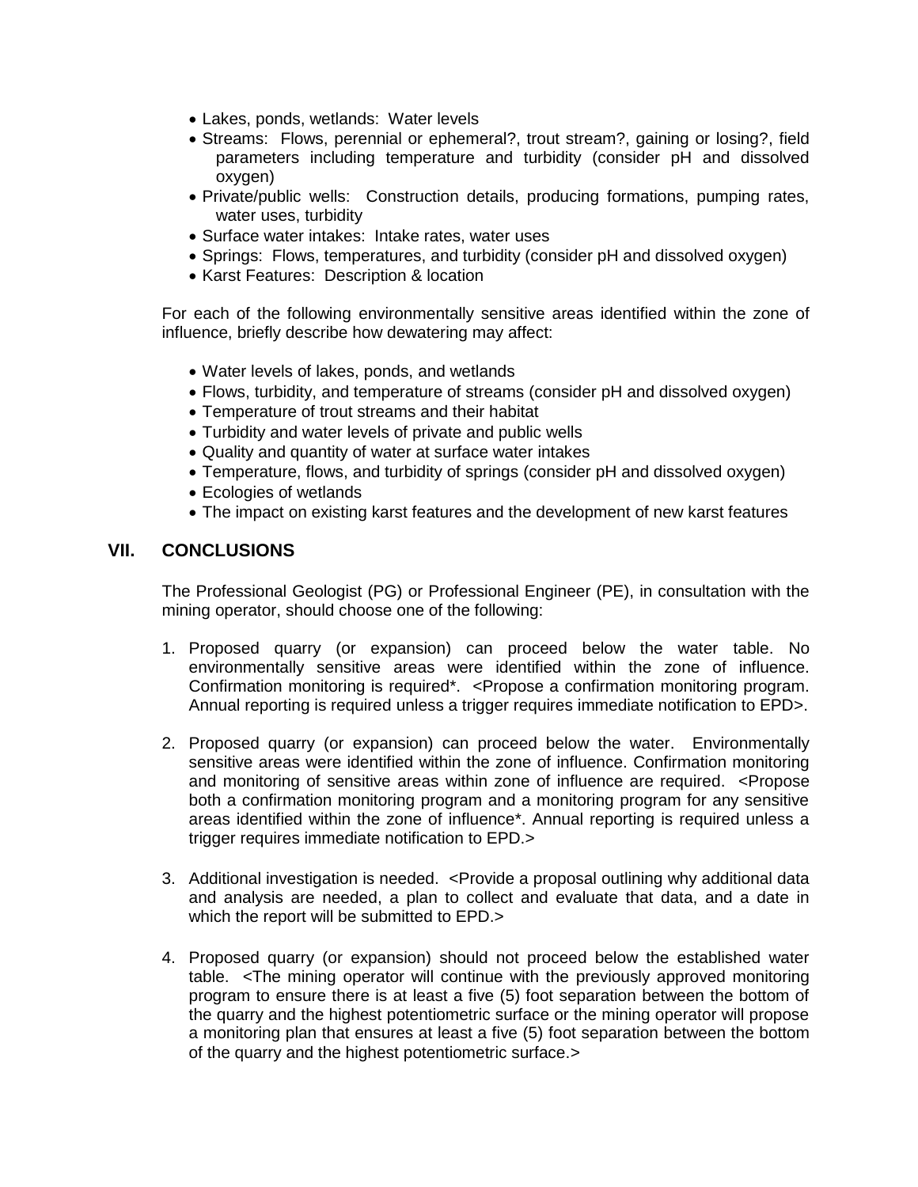- Lakes, ponds, wetlands:  Water levels
- Streams:  Flows, perennial or ephemeral?, trout stream?, gaining or losing?, field parameters including temperature and turbidity (consider pH and dissolved oxygen)
- Private/public wells:  Construction details, producing formations, pumping rates, water uses, turbidity
- Surface water intakes:  Intake rates, water uses
- Springs:  Flows, temperatures, and turbidity (consider pH and dissolved oxygen)
- Karst Features:  Description & location

For each of the following environmentally sensitive areas identified within the zone of influence, briefly describe how dewatering may affect:

- Water levels of lakes, ponds, and wetlands
- Flows, turbidity, and temperature of streams (consider pH and dissolved oxygen)
- Temperature of trout streams and their habitat
- Turbidity and water levels of private and public wells
- Quality and quantity of water at surface water intakes
- Temperature, flows, and turbidity of springs (consider pH and dissolved oxygen)
- Ecologies of wetlands
- The impact on existing karst features and the development of new karst features

## VII. CONCLUSIONS

The Professional Geologist (PG) or Professional Engineer (PE), in consultation with the mining operator, should choose one of the following:

1. Proposed quarry (or expansion) can proceed below the water table. No environmentally sensitive areas were identified within the zone of influence. Confirmation monitoring is required*.  <Propose a confirmation monitoring program. Annual reporting is required unless a trigger requires immediate notification to EPD>.

2. Proposed quarry (or expansion) can proceed below the water.  Environmentally sensitive areas were identified within the zone of influence. Confirmation monitoring and monitoring of sensitive areas within zone of influence are required.  <Propose both a confirmation monitoring program and a monitoring program for any sensitive areas identified within the zone of influence*. Annual reporting is required unless a trigger requires immediate notification to EPD.>

3. Additional investigation is needed.  <Provide a proposal outlining why additional data and analysis are needed, a plan to collect and evaluate that data, and a date in which the report will be submitted to EPD.>

4. Proposed quarry (or expansion) should not proceed below the established water table.  <The mining operator will continue with the previously approved monitoring program to ensure there is at least a five (5) foot separation between the bottom of the quarry and the highest potentiometric surface or the mining operator will propose a monitoring plan that ensures at least a five (5) foot separation between the bottom of the quarry and the highest potentiometric surface.>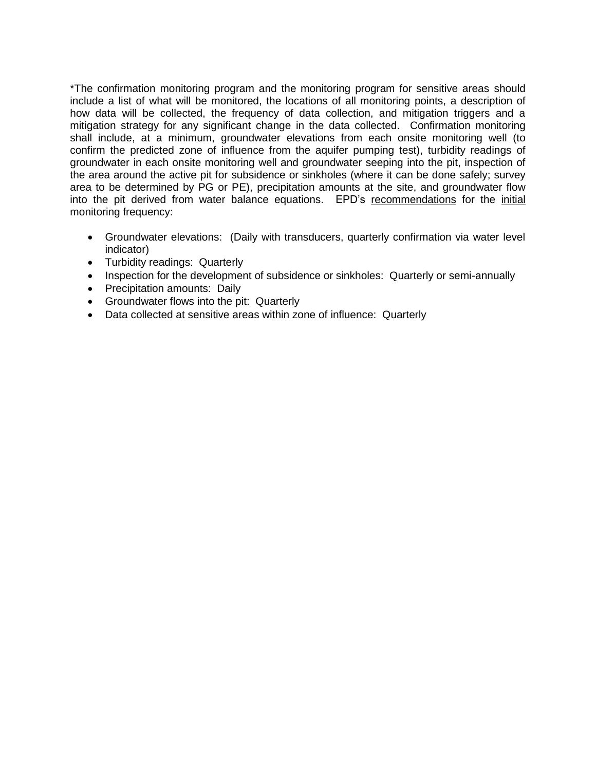*The confirmation monitoring program and the monitoring program for sensitive areas should include a list of what will be monitored, the locations of all monitoring points, a description of how data will be collected, the frequency of data collection, and mitigation triggers and a mitigation strategy for any significant change in the data collected. Confirmation monitoring shall include, at a minimum, groundwater elevations from each onsite monitoring well (to confirm the predicted zone of influence from the aquifer pumping test), turbidity readings of groundwater in each onsite monitoring well and groundwater seeping into the pit, inspection of the area around the active pit for subsidence or sinkholes (where it can be done safely; survey area to be determined by PG or PE), precipitation amounts at the site, and groundwater flow into the pit derived from water balance equations. EPD's <u>recommendations</u> for the <u>initial</u> monitoring frequency:

- Groundwater elevations: (Daily with transducers, quarterly confirmation via water level indicator)
- Turbidity readings: Quarterly
- Inspection for the development of subsidence or sinkholes: Quarterly or semi-annually
- Precipitation amounts: Daily
- Groundwater flows into the pit: Quarterly
- Data collected at sensitive areas within zone of influence: Quarterly